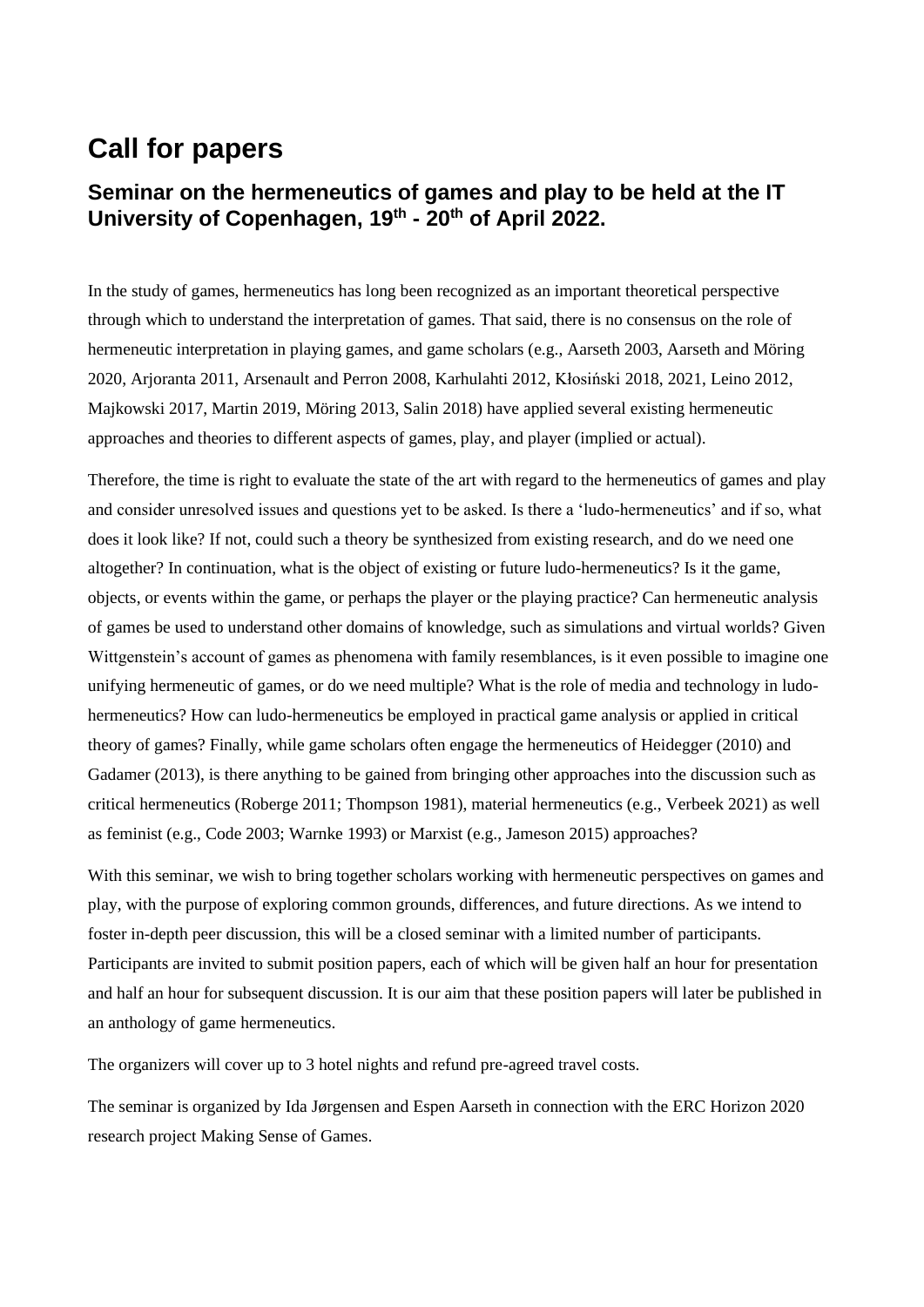# Call for papers

## Seminar on the hermeneutics of games and play to be held at the IT University of Copenhagen, 19th - 20th of April 2022.

In the study of games, hermeneutics has long been recognized as an important theoretical perspective through which to understand the interpretation of games. That said, there is no consensus on the role of hermeneutic interpretation in playing games, and game scholars (e.g., Aarseth 2003, Aarseth and Möring 2020, Arjoranta 2011, Arsenault and Perron 2008, Karhulahti 2012, Kłosiński 2018, 2021, Leino 2012, Majkowski 2017, Martin 2019, Möring 2013, Salin 2018) have applied several existing hermeneutic approaches and theories to different aspects of games, play, and player (implied or actual).

Therefore, the time is right to evaluate the state of the art with regard to the hermeneutics of games and play and consider unresolved issues and questions yet to be asked. Is there a 'ludo-hermeneutics' and if so, what does it look like? If not, could such a theory be synthesized from existing research, and do we need one altogether? In continuation, what is the object of existing or future ludo-hermeneutics? Is it the game, objects, or events within the game, or perhaps the player or the playing practice? Can hermeneutic analysis of games be used to understand other domains of knowledge, such as simulations and virtual worlds? Given Wittgenstein's account of games as phenomena with family resemblances, is it even possible to imagine one unifying hermeneutic of games, or do we need multiple? What is the role of media and technology in ludo-hermeneutics? How can ludo-hermeneutics be employed in practical game analysis or applied in critical theory of games? Finally, while game scholars often engage the hermeneutics of Heidegger (2010) and Gadamer (2013), is there anything to be gained from bringing other approaches into the discussion such as critical hermeneutics (Roberge 2011; Thompson 1981), material hermeneutics (e.g., Verbeek 2021) as well as feminist (e.g., Code 2003; Warnke 1993) or Marxist (e.g., Jameson 2015) approaches?

With this seminar, we wish to bring together scholars working with hermeneutic perspectives on games and play, with the purpose of exploring common grounds, differences, and future directions. As we intend to foster in-depth peer discussion, this will be a closed seminar with a limited number of participants. Participants are invited to submit position papers, each of which will be given half an hour for presentation and half an hour for subsequent discussion. It is our aim that these position papers will later be published in an anthology of game hermeneutics.

The organizers will cover up to 3 hotel nights and refund pre-agreed travel costs.

The seminar is organized by Ida Jørgensen and Espen Aarseth in connection with the ERC Horizon 2020 research project Making Sense of Games.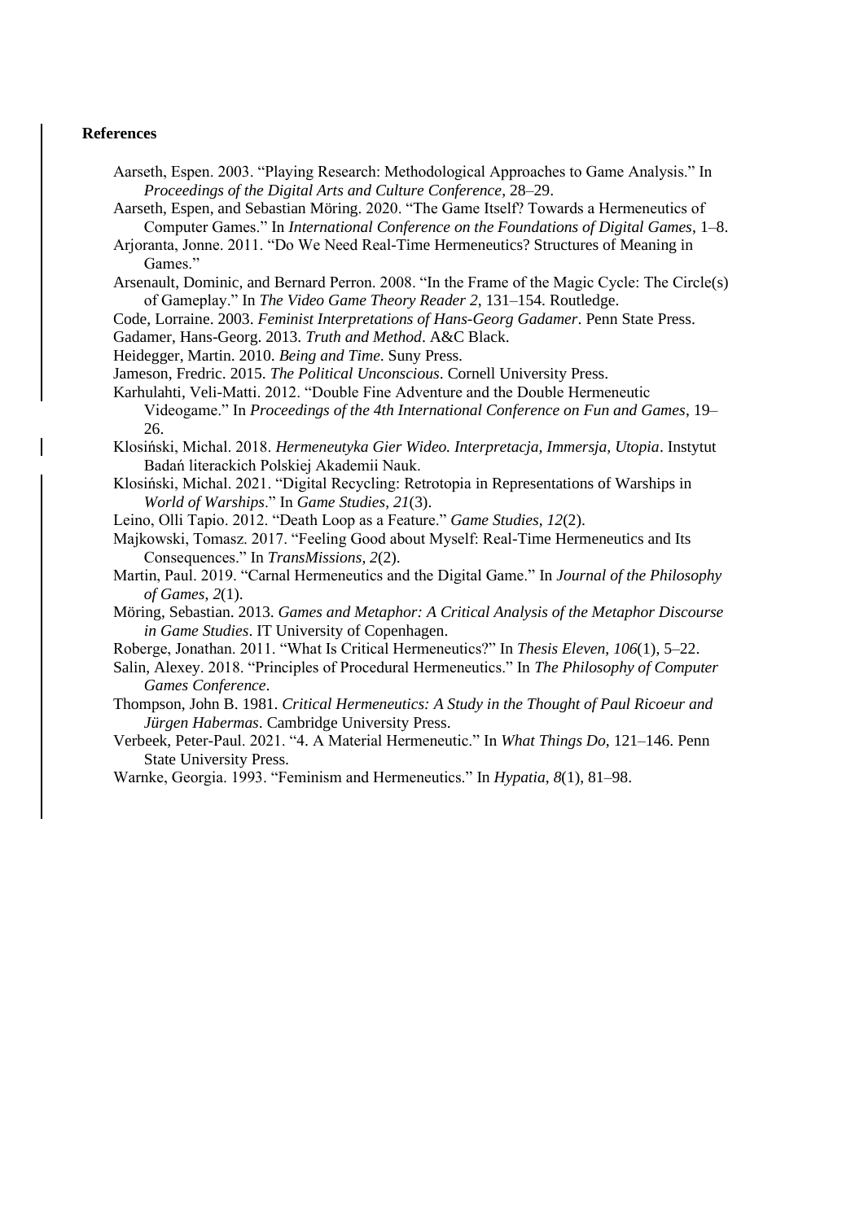**References**

Aarseth, Espen. 2003. "Playing Research: Methodological Approaches to Game Analysis." In *Proceedings of the Digital Arts and Culture Conference*, 28–29.

Aarseth, Espen, and Sebastian Möring. 2020. "The Game Itself? Towards a Hermeneutics of Computer Games." In *International Conference on the Foundations of Digital Games*, 1–8.

Arjoranta, Jonne. 2011. "Do We Need Real-Time Hermeneutics? Structures of Meaning in Games."

Arsenault, Dominic, and Bernard Perron. 2008. "In the Frame of the Magic Cycle: The Circle(s) of Gameplay." In *The Video Game Theory Reader 2*, 131–154. Routledge.

Code, Lorraine. 2003. *Feminist Interpretations of Hans-Georg Gadamer*. Penn State Press.

Gadamer, Hans-Georg. 2013. *Truth and Method*. A&C Black.

Heidegger, Martin. 2010. *Being and Time*. Suny Press.

Jameson, Fredric. 2015. *The Political Unconscious*. Cornell University Press.

Karhulahti, Veli-Matti. 2012. "Double Fine Adventure and the Double Hermeneutic Videogame." In *Proceedings of the 4th International Conference on Fun and Games*, 19–26.

Klosiński, Michal. 2018. *Hermeneutyka Gier Wideo. Interpretacja, Immersja, Utopia*. Instytut Badań literackich Polskiej Akademii Nauk.

Klosiński, Michal. 2021. "Digital Recycling: Retrotopia in Representations of Warships in *World of Warships*." In *Game Studies*, *21*(3).

Leino, Olli Tapio. 2012. "Death Loop as a Feature." *Game Studies*, *12*(2).

Majkowski, Tomasz. 2017. "Feeling Good about Myself: Real-Time Hermeneutics and Its Consequences." In *TransMissions*, *2*(2).

Martin, Paul. 2019. "Carnal Hermeneutics and the Digital Game." In *Journal of the Philosophy of Games*, *2*(1).

Möring, Sebastian. 2013. *Games and Metaphor: A Critical Analysis of the Metaphor Discourse in Game Studies*. IT University of Copenhagen.

Roberge, Jonathan. 2011. "What Is Critical Hermeneutics?" In *Thesis Eleven*, *106*(1), 5–22.

Salin, Alexey. 2018. "Principles of Procedural Hermeneutics." In *The Philosophy of Computer Games Conference*.

Thompson, John B. 1981. *Critical Hermeneutics: A Study in the Thought of Paul Ricoeur and Jürgen Habermas*. Cambridge University Press.

Verbeek, Peter-Paul. 2021. "4. A Material Hermeneutic." In *What Things Do*, 121–146. Penn State University Press.

Warnke, Georgia. 1993. "Feminism and Hermeneutics." In *Hypatia*, *8*(1), 81–98.